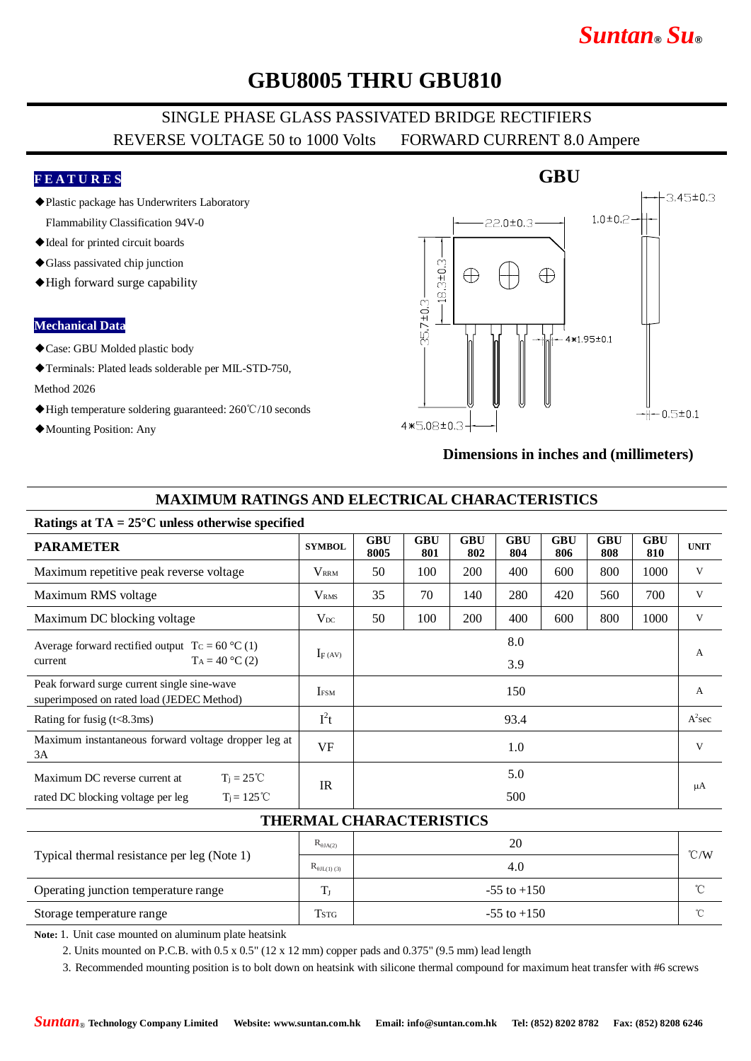# GBU8005 THRU GBU810

SINGLE PHASE GLASS PASSIVATED BRIDGE RECTIFIERS

REVERSE VOLTAGE 50 to 1000 Volts FORWARD CURRENT 8.0 Ampere

## FEATURES

- ◆Plastic package has Underwriters Laboratory Flammability Classification 94V-0
- ◆Ideal for printed circuit boards
- ◆Glass passivated chip junction
- ◆High forward surge capability

## Mechanical Data

- ◆Case: GBU Molded plastic body
- ◆Terminals: Plated leads solderable per MIL-STD-750, Method 2026
- ◆High temperature soldering guaranteed: 260℃/10 seconds
- ◆Mounting Position: Any

GBU

22.0±0.3 1.0±0.2 3.45±0.3 18.3±0.3 35.7±0.3 4*1.95±0.1 4*5.08±0.3 0.5±0.1

**Dimensions in inches and (millimeters)**

## MAXIMUM RATINGS AND ELECTRICAL CHARACTERISTICS

**Ratings at TA = 25°C unless otherwise specified**

| PARAMETER | SYMBOL | GBU 8005 | GBU 801 | GBU 802 | GBU 804 | GBU 806 | GBU 808 | GBU 810 | UNIT |
|---|---|---|---|---|---|---|---|---|---|
| Maximum repetitive peak reverse voltage | $V_{RRM}$ | 50 | 100 | 200 | 400 | 600 | 800 | 1000 | V |
| Maximum RMS voltage | $V_{RMS}$ | 35 | 70 | 140 | 280 | 420 | 560 | 700 | V |
| Maximum DC blocking voltage | $V_{DC}$ | 50 | 100 | 200 | 400 | 600 | 800 | 1000 | V |
| Average forward rectified output current $T_C$ = 60 °C (1) / $T_A$ = 40 °C (2) | $I_{F(AV)}$ | 8.0 / 3.9 | | | | | | | A |
| Peak forward surge current single sine-wave superimposed on rated load (JEDEC Method) | $I_{FSM}$ | 150 | | | | | | | A |
| Rating for fusig (t<8.3ms) | $I^2t$ | 93.4 | | | | | | | $A^2$sec |
| Maximum instantaneous forward voltage dropper leg at 3A | VF | 1.0 | | | | | | | V |
| Maximum DC reverse current at rated DC blocking voltage per leg $T_j$ = 25℃ / $T_j$ = 125℃ | IR | 5.0 / 500 | | | | | | | μA |

## THERMAL CHARACTERISTICS

| PARAMETER | SYMBOL | VALUE | UNIT |
|---|---|---|---|
| Typical thermal resistance per leg (Note 1) | $R_{\theta JA(2)}$ | 20 | ℃/W |
| | $R_{\theta JL(1)(3)}$ | 4.0 | ℃/W |
| Operating junction temperature range | $T_J$ | -55 to +150 | ℃ |
| Storage temperature range | $T_{STG}$ | -55 to +150 | ℃ |

**Note:** 1. Unit case mounted on aluminum plate heatsink

2. Units mounted on P.C.B. with 0.5 x 0.5" (12 x 12 mm) copper pads and 0.375" (9.5 mm) lead length

3. Recommended mounting position is to bolt down on heatsink with silicone thermal compound for maximum heat transfer with #6 screws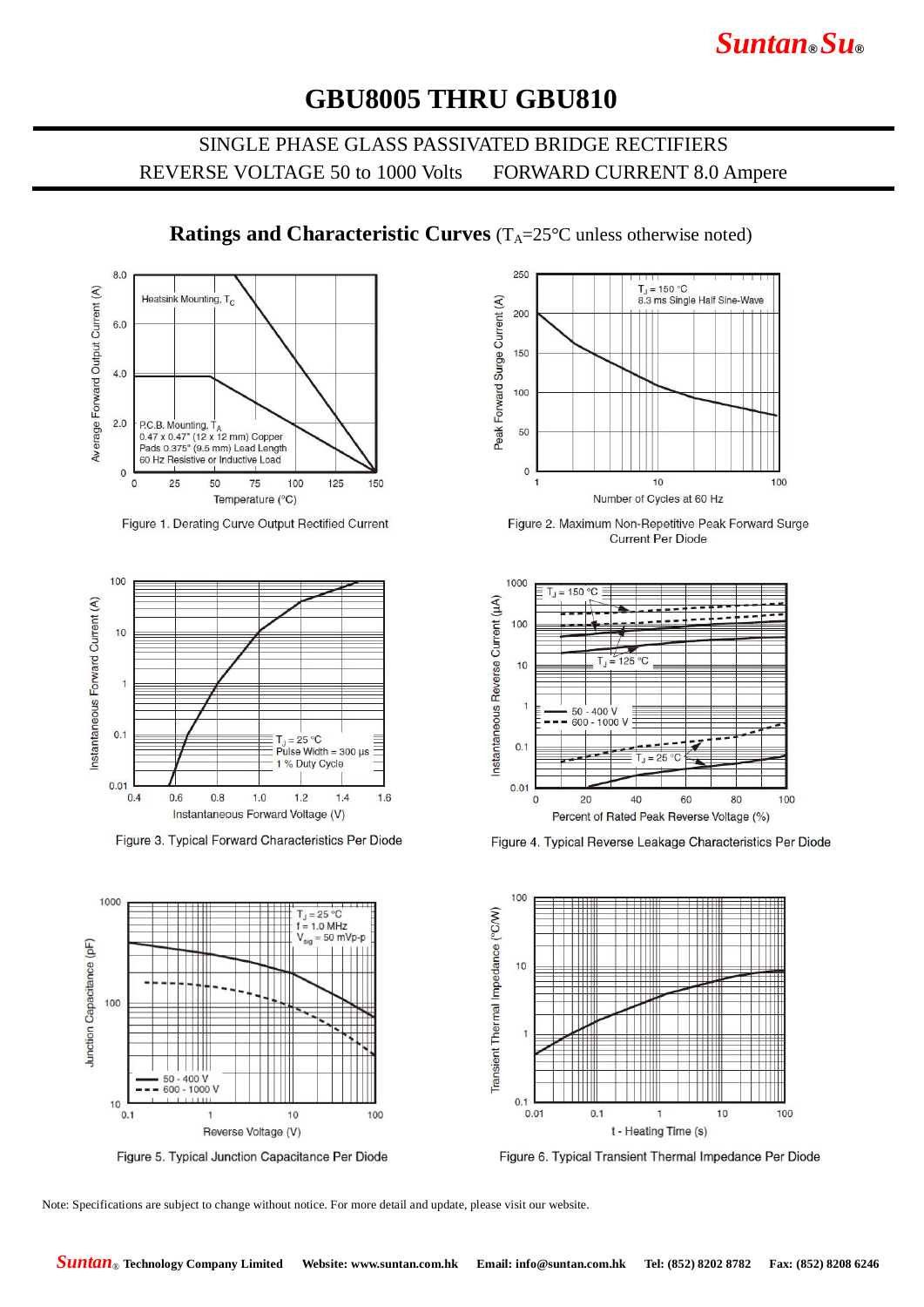# GBU8005 THRU GBU810

SINGLE PHASE GLASS PASSIVATED BRIDGE RECTIFIERS

REVERSE VOLTAGE 50 to 1000 Volts    FORWARD CURRENT 8.0 Ampere

## Ratings and Characteristic Curves ($T_A$=25°C unless otherwise noted)

Average Forward Output Current (A)
8.0
6.0
4.0
2.0
0
Heatsink Mounting, $T_C$
P.C.B. Mounting, $T_A$
0.47 x 0.47" (12 x 12 mm) Copper
Pads 0.375" (9.5 mm) Lead Length
60 Hz Resistive or Inductive Load
0 25 50 75 100 125 150
Temperature (°C)

Figure 1. Derating Curve Output Rectified Current

Peak Forward Surge Current (A)
250
200
150
100
50
0
$T_J$ = 150 °C
8.3 ms Single Half Sine-Wave
1 10 100
Number of Cycles at 60 Hz

Figure 2. Maximum Non-Repetitive Peak Forward Surge Current Per Diode

Instantaneous Forward Current (A)
100
10
1
0.1
0.01
$T_J$ = 25 °C
Pulse Width = 300 µs
1 % Duty Cycle
0.4 0.6 0.8 1.0 1.2 1.4 1.6
Instantaneous Forward Voltage (V)

Figure 3. Typical Forward Characteristics Per Diode

Instantaneous Reverse Current (µA)
1000
100
10
1
0.1
0.01
$T_J$ = 150 °C
$T_J$ = 125 °C
$T_J$ = 25 °C
50 - 400 V
600 - 1000 V
0 20 40 60 80 100
Percent of Rated Peak Reverse Voltage (%)

Figure 4. Typical Reverse Leakage Characteristics Per Diode

Junction Capacitance (pF)
1000
100
10
$T_J$ = 25 °C
f = 1.0 MHz
$V_{sig}$ = 50 mVp-p
50 - 400 V
600 - 1000 V
0.1 1 10 100
Reverse Voltage (V)

Figure 5. Typical Junction Capacitance Per Diode

Transient Thermal Impedance (°C/W)
100
10
1
0.1
0.01 0.1 1 10 100
t - Heating Time (s)

Figure 6. Typical Transient Thermal Impedance Per Diode

Note: Specifications are subject to change without notice. For more detail and update, please visit our website.